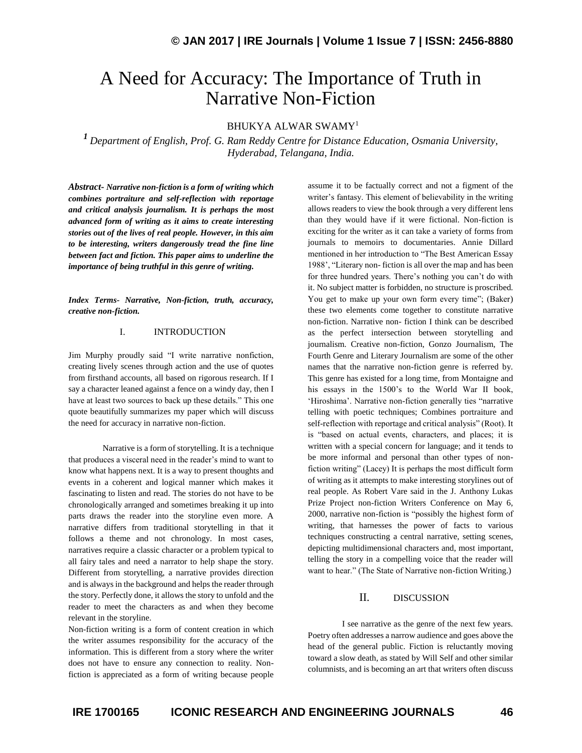# A Need for Accuracy: The Importance of Truth in Narrative Non-Fiction

BHUKYA ALWAR SWAMY[1]

[1] *Department of English, Prof. G. Ram Reddy Centre for Distance Education, Osmania University, Hyderabad, Telangana, India.*

***Abstract- Narrative non-fiction is a form of writing which combines portraiture and self-reflection with reportage and critical analysis journalism. It is perhaps the most advanced form of writing as it aims to create interesting stories out of the lives of real people. However, in this aim to be interesting, writers dangerously tread the fine line between fact and fiction. This paper aims to underline the importance of being truthful in this genre of writing.***

***Index Terms- Narrative, Non-fiction, truth, accuracy, creative non-fiction.***

## I. INTRODUCTION

Jim Murphy proudly said "I write narrative nonfiction, creating lively scenes through action and the use of quotes from firsthand accounts, all based on rigorous research. If I say a character leaned against a fence on a windy day, then I have at least two sources to back up these details." This one quote beautifully summarizes my paper which will discuss the need for accuracy in narrative non-fiction.

Narrative is a form of storytelling. It is a technique that produces a visceral need in the reader's mind to want to know what happens next. It is a way to present thoughts and events in a coherent and logical manner which makes it fascinating to listen and read. The stories do not have to be chronologically arranged and sometimes breaking it up into parts draws the reader into the storyline even more. A narrative differs from traditional storytelling in that it follows a theme and not chronology. In most cases, narratives require a classic character or a problem typical to all fairy tales and need a narrator to help shape the story. Different from storytelling, a narrative provides direction and is always in the background and helps the reader through the story. Perfectly done, it allows the story to unfold and the reader to meet the characters as and when they become relevant in the storyline.

Non-fiction writing is a form of content creation in which the writer assumes responsibility for the accuracy of the information. This is different from a story where the writer does not have to ensure any connection to reality. Non-fiction is appreciated as a form of writing because people assume it to be factually correct and not a figment of the writer's fantasy. This element of believability in the writing allows readers to view the book through a very different lens than they would have if it were fictional. Non-fiction is exciting for the writer as it can take a variety of forms from journals to memoirs to documentaries. Annie Dillard mentioned in her introduction to "The Best American Essay 1988', "Literary non- fiction is all over the map and has been for three hundred years. There's nothing you can't do with it. No subject matter is forbidden, no structure is proscribed. You get to make up your own form every time"; (Baker) these two elements come together to constitute narrative non-fiction. Narrative non- fiction I think can be described as the perfect intersection between storytelling and journalism. Creative non-fiction, Gonzo Journalism, The Fourth Genre and Literary Journalism are some of the other names that the narrative non-fiction genre is referred by. This genre has existed for a long time, from Montaigne and his essays in the 1500's to the World War II book, 'Hiroshima'. Narrative non-fiction generally ties "narrative telling with poetic techniques; Combines portraiture and self-reflection with reportage and critical analysis" (Root). It is "based on actual events, characters, and places; it is written with a special concern for language; and it tends to be more informal and personal than other types of non-fiction writing" (Lacey) It is perhaps the most difficult form of writing as it attempts to make interesting storylines out of real people. As Robert Vare said in the J. Anthony Lukas Prize Project non-fiction Writers Conference on May 6, 2000, narrative non-fiction is "possibly the highest form of writing, that harnesses the power of facts to various techniques constructing a central narrative, setting scenes, depicting multidimensional characters and, most important, telling the story in a compelling voice that the reader will want to hear." (The State of Narrative non-fiction Writing.)

## II. DISCUSSION

I see narrative as the genre of the next few years. Poetry often addresses a narrow audience and goes above the head of the general public. Fiction is reluctantly moving toward a slow death, as stated by Will Self and other similar columnists, and is becoming an art that writers often discuss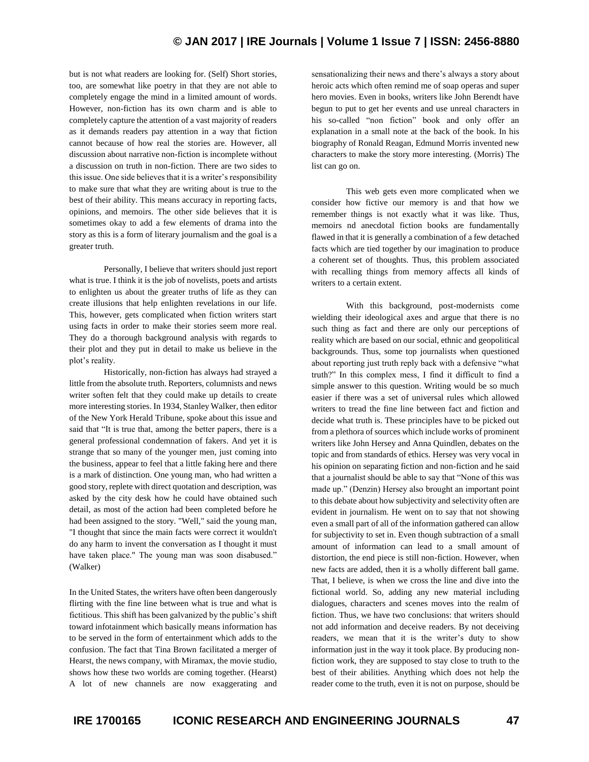but is not what readers are looking for. (Self) Short stories, too, are somewhat like poetry in that they are not able to completely engage the mind in a limited amount of words. However, non-fiction has its own charm and is able to completely capture the attention of a vast majority of readers as it demands readers pay attention in a way that fiction cannot because of how real the stories are. However, all discussion about narrative non-fiction is incomplete without a discussion on truth in non-fiction. There are two sides to this issue. One side believes that it is a writer's responsibility to make sure that what they are writing about is true to the best of their ability. This means accuracy in reporting facts, opinions, and memoirs. The other side believes that it is sometimes okay to add a few elements of drama into the story as this is a form of literary journalism and the goal is a greater truth.

Personally, I believe that writers should just report what is true. I think it is the job of novelists, poets and artists to enlighten us about the greater truths of life as they can create illusions that help enlighten revelations in our life. This, however, gets complicated when fiction writers start using facts in order to make their stories seem more real. They do a thorough background analysis with regards to their plot and they put in detail to make us believe in the plot's reality.

Historically, non-fiction has always had strayed a little from the absolute truth. Reporters, columnists and news writer soften felt that they could make up details to create more interesting stories. In 1934, Stanley Walker, then editor of the New York Herald Tribune, spoke about this issue and said that "It is true that, among the better papers, there is a general professional condemnation of fakers. And yet it is strange that so many of the younger men, just coming into the business, appear to feel that a little faking here and there is a mark of distinction. One young man, who had written a good story, replete with direct quotation and description, was asked by the city desk how he could have obtained such detail, as most of the action had been completed before he had been assigned to the story. "Well," said the young man, "I thought that since the main facts were correct it wouldn't do any harm to invent the conversation as I thought it must have taken place." The young man was soon disabused." (Walker)

In the United States, the writers have often been dangerously flirting with the fine line between what is true and what is fictitious. This shift has been galvanized by the public's shift toward infotainment which basically means information has to be served in the form of entertainment which adds to the confusion. The fact that Tina Brown facilitated a merger of Hearst, the news company, with Miramax, the movie studio, shows how these two worlds are coming together. (Hearst) A lot of new channels are now exaggerating and sensationalizing their news and there's always a story about heroic acts which often remind me of soap operas and super hero movies. Even in books, writers like John Berendt have begun to put to get her events and use unreal characters in his so-called "non fiction" book and only offer an explanation in a small note at the back of the book. In his biography of Ronald Reagan, Edmund Morris invented new characters to make the story more interesting. (Morris) The list can go on.

This web gets even more complicated when we consider how fictive our memory is and that how we remember things is not exactly what it was like. Thus, memoirs nd anecdotal fiction books are fundamentally flawed in that it is generally a combination of a few detached facts which are tied together by our imagination to produce a coherent set of thoughts. Thus, this problem associated with recalling things from memory affects all kinds of writers to a certain extent.

With this background, post-modernists come wielding their ideological axes and argue that there is no such thing as fact and there are only our perceptions of reality which are based on our social, ethnic and geopolitical backgrounds. Thus, some top journalists when questioned about reporting just truth reply back with a defensive "what truth?" In this complex mess, I find it difficult to find a simple answer to this question. Writing would be so much easier if there was a set of universal rules which allowed writers to tread the fine line between fact and fiction and decide what truth is. These principles have to be picked out from a plethora of sources which include works of prominent writers like John Hersey and Anna Quindlen, debates on the topic and from standards of ethics. Hersey was very vocal in his opinion on separating fiction and non-fiction and he said that a journalist should be able to say that "None of this was made up." (Denzin) Hersey also brought an important point to this debate about how subjectivity and selectivity often are evident in journalism. He went on to say that not showing even a small part of all of the information gathered can allow for subjectivity to set in. Even though subtraction of a small amount of information can lead to a small amount of distortion, the end piece is still non-fiction. However, when new facts are added, then it is a wholly different ball game. That, I believe, is when we cross the line and dive into the fictional world. So, adding any new material including dialogues, characters and scenes moves into the realm of fiction. Thus, we have two conclusions: that writers should not add information and deceive readers. By not deceiving readers, we mean that it is the writer's duty to show information just in the way it took place. By producing non-fiction work, they are supposed to stay close to truth to the best of their abilities. Anything which does not help the reader come to the truth, even it is not on purpose, should be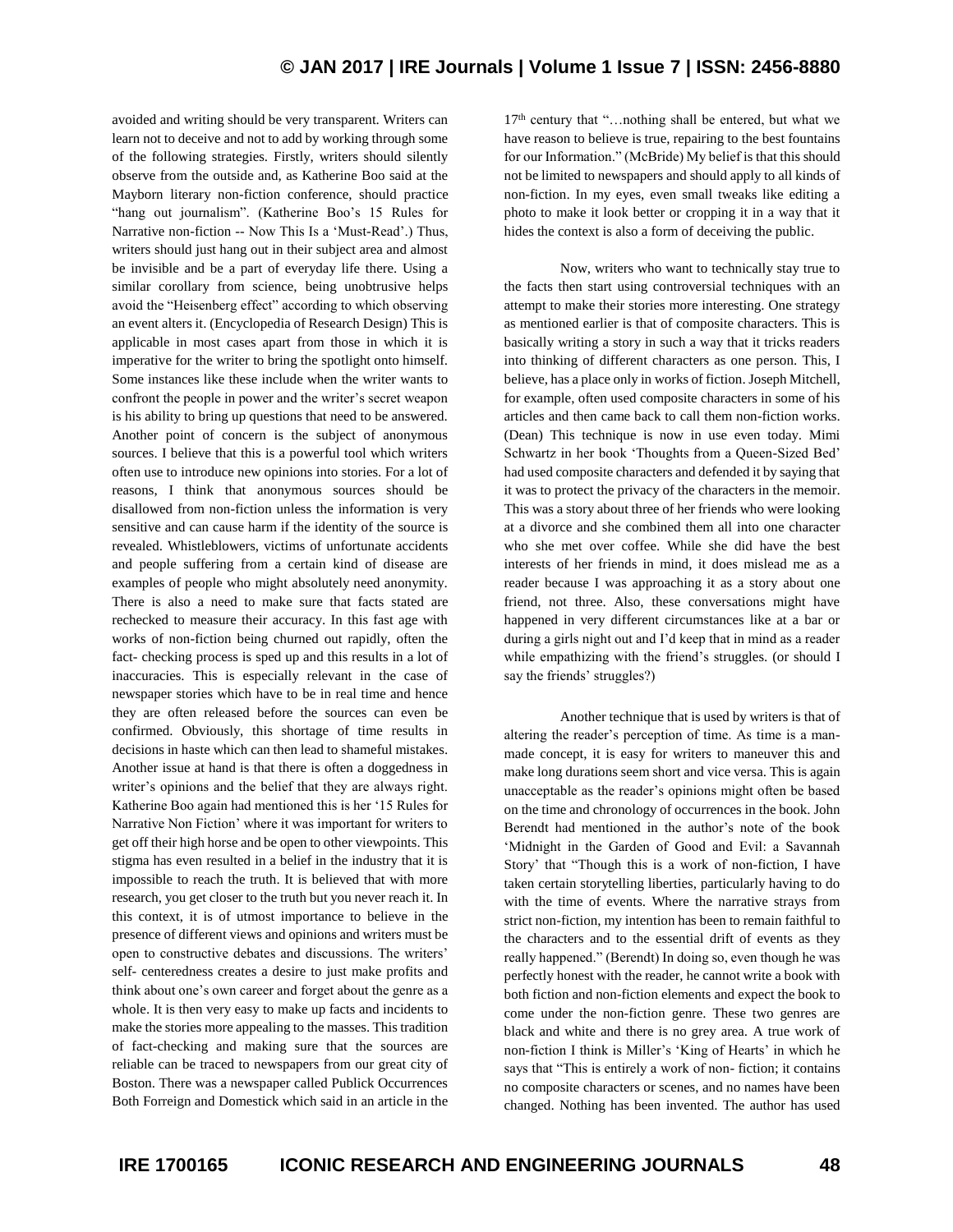avoided and writing should be very transparent. Writers can learn not to deceive and not to add by working through some of the following strategies. Firstly, writers should silently observe from the outside and, as Katherine Boo said at the Mayborn literary non-fiction conference, should practice "hang out journalism". (Katherine Boo's 15 Rules for Narrative non-fiction -- Now This Is a 'Must-Read'.) Thus, writers should just hang out in their subject area and almost be invisible and be a part of everyday life there. Using a similar corollary from science, being unobtrusive helps avoid the "Heisenberg effect" according to which observing an event alters it. (Encyclopedia of Research Design) This is applicable in most cases apart from those in which it is imperative for the writer to bring the spotlight onto himself. Some instances like these include when the writer wants to confront the people in power and the writer's secret weapon is his ability to bring up questions that need to be answered. Another point of concern is the subject of anonymous sources. I believe that this is a powerful tool which writers often use to introduce new opinions into stories. For a lot of reasons, I think that anonymous sources should be disallowed from non-fiction unless the information is very sensitive and can cause harm if the identity of the source is revealed. Whistleblowers, victims of unfortunate accidents and people suffering from a certain kind of disease are examples of people who might absolutely need anonymity. There is also a need to make sure that facts stated are rechecked to measure their accuracy. In this fast age with works of non-fiction being churned out rapidly, often the fact- checking process is sped up and this results in a lot of inaccuracies. This is especially relevant in the case of newspaper stories which have to be in real time and hence they are often released before the sources can even be confirmed. Obviously, this shortage of time results in decisions in haste which can then lead to shameful mistakes. Another issue at hand is that there is often a doggedness in writer's opinions and the belief that they are always right. Katherine Boo again had mentioned this is her '15 Rules for Narrative Non Fiction' where it was important for writers to get off their high horse and be open to other viewpoints. This stigma has even resulted in a belief in the industry that it is impossible to reach the truth. It is believed that with more research, you get closer to the truth but you never reach it. In this context, it is of utmost importance to believe in the presence of different views and opinions and writers must be open to constructive debates and discussions. The writers' self- centeredness creates a desire to just make profits and think about one's own career and forget about the genre as a whole. It is then very easy to make up facts and incidents to make the stories more appealing to the masses. This tradition of fact-checking and making sure that the sources are reliable can be traced to newspapers from our great city of Boston. There was a newspaper called Publick Occurrences Both Forreign and Domestick which said in an article in the 17th century that "…nothing shall be entered, but what we have reason to believe is true, repairing to the best fountains for our Information." (McBride) My belief is that this should not be limited to newspapers and should apply to all kinds of non-fiction. In my eyes, even small tweaks like editing a photo to make it look better or cropping it in a way that it hides the context is also a form of deceiving the public.

Now, writers who want to technically stay true to the facts then start using controversial techniques with an attempt to make their stories more interesting. One strategy as mentioned earlier is that of composite characters. This is basically writing a story in such a way that it tricks readers into thinking of different characters as one person. This, I believe, has a place only in works of fiction. Joseph Mitchell, for example, often used composite characters in some of his articles and then came back to call them non-fiction works. (Dean) This technique is now in use even today. Mimi Schwartz in her book 'Thoughts from a Queen-Sized Bed' had used composite characters and defended it by saying that it was to protect the privacy of the characters in the memoir. This was a story about three of her friends who were looking at a divorce and she combined them all into one character who she met over coffee. While she did have the best interests of her friends in mind, it does mislead me as a reader because I was approaching it as a story about one friend, not three. Also, these conversations might have happened in very different circumstances like at a bar or during a girls night out and I'd keep that in mind as a reader while empathizing with the friend's struggles. (or should I say the friends' struggles?)

Another technique that is used by writers is that of altering the reader's perception of time. As time is a man-made concept, it is easy for writers to maneuver this and make long durations seem short and vice versa. This is again unacceptable as the reader's opinions might often be based on the time and chronology of occurrences in the book. John Berendt had mentioned in the author's note of the book 'Midnight in the Garden of Good and Evil: a Savannah Story' that "Though this is a work of non-fiction, I have taken certain storytelling liberties, particularly having to do with the time of events. Where the narrative strays from strict non-fiction, my intention has been to remain faithful to the characters and to the essential drift of events as they really happened." (Berendt) In doing so, even though he was perfectly honest with the reader, he cannot write a book with both fiction and non-fiction elements and expect the book to come under the non-fiction genre. These two genres are black and white and there is no grey area. A true work of non-fiction I think is Miller's 'King of Hearts' in which he says that "This is entirely a work of non- fiction; it contains no composite characters or scenes, and no names have been changed. Nothing has been invented. The author has used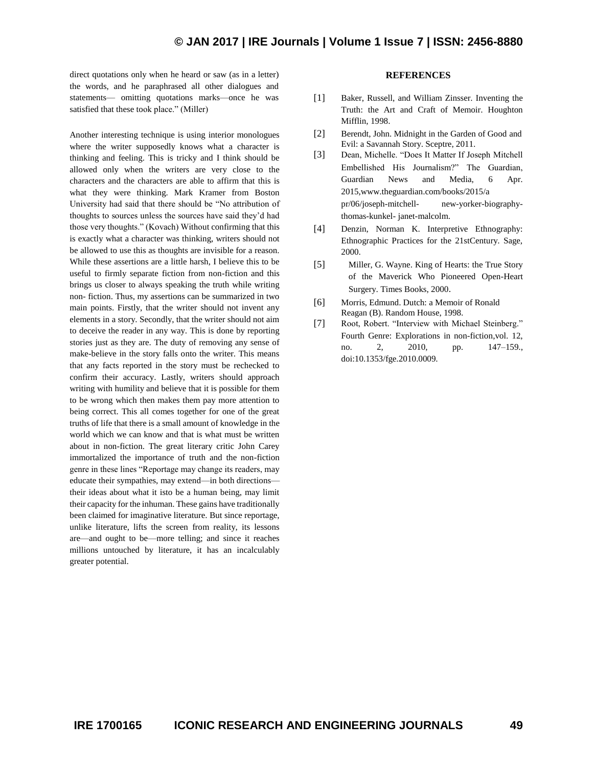direct quotations only when he heard or saw (as in a letter) the words, and he paraphrased all other dialogues and statements— omitting quotations marks—once he was satisfied that these took place." (Miller)

Another interesting technique is using interior monologues where the writer supposedly knows what a character is thinking and feeling. This is tricky and I think should be allowed only when the writers are very close to the characters and the characters are able to affirm that this is what they were thinking. Mark Kramer from Boston University had said that there should be "No attribution of thoughts to sources unless the sources have said they'd had those very thoughts." (Kovach) Without confirming that this is exactly what a character was thinking, writers should not be allowed to use this as thoughts are invisible for a reason. While these assertions are a little harsh, I believe this to be useful to firmly separate fiction from non-fiction and this brings us closer to always speaking the truth while writing non- fiction. Thus, my assertions can be summarized in two main points. Firstly, that the writer should not invent any elements in a story. Secondly, that the writer should not aim to deceive the reader in any way. This is done by reporting stories just as they are. The duty of removing any sense of make-believe in the story falls onto the writer. This means that any facts reported in the story must be rechecked to confirm their accuracy. Lastly, writers should approach writing with humility and believe that it is possible for them to be wrong which then makes them pay more attention to being correct. This all comes together for one of the great truths of life that there is a small amount of knowledge in the world which we can know and that is what must be written about in non-fiction. The great literary critic John Carey immortalized the importance of truth and the non-fiction genre in these lines "Reportage may change its readers, may educate their sympathies, may extend—in both directions—their ideas about what it isto be a human being, may limit their capacity for the inhuman. These gains have traditionally been claimed for imaginative literature. But since reportage, unlike literature, lifts the screen from reality, its lessons are—and ought to be—more telling; and since it reaches millions untouched by literature, it has an incalculably greater potential.

## REFERENCES

[1] Baker, Russell, and William Zinsser. Inventing the Truth: the Art and Craft of Memoir. Houghton Mifflin, 1998.

[2] Berendt, John. Midnight in the Garden of Good and Evil: a Savannah Story. Sceptre, 2011.

[3] Dean, Michelle. "Does It Matter If Joseph Mitchell Embellished His Journalism?" The Guardian, Guardian News and Media, 6 Apr. 2015,www.theguardian.com/books/2015/apr/06/joseph-mitchell- new-yorker-biography-thomas-kunkel- janet-malcolm.

[4] Denzin, Norman K. Interpretive Ethnography: Ethnographic Practices for the 21stCentury. Sage, 2000.

[5] Miller, G. Wayne. King of Hearts: the True Story of the Maverick Who Pioneered Open-Heart Surgery. Times Books, 2000.

[6] Morris, Edmund. Dutch: a Memoir of Ronald Reagan (B). Random House, 1998.

[7] Root, Robert. "Interview with Michael Steinberg." Fourth Genre: Explorations in non-fiction,vol. 12, no. 2, 2010, pp. 147–159., doi:10.1353/fge.2010.0009.